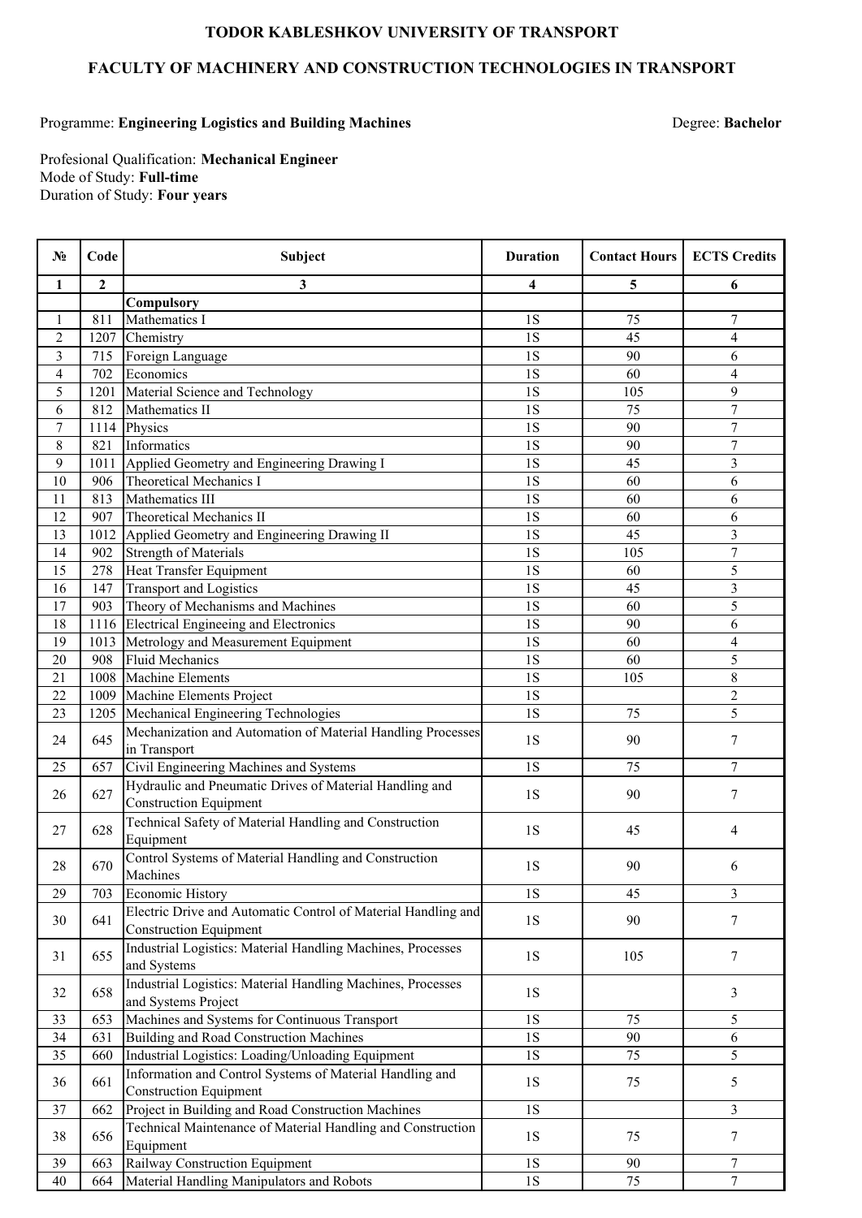**TODOR KABLESHKOV UNIVERSITY OF TRANSPORT**

**FACULTY OF MACHINERY AND CONSTRUCTION TECHNOLOGIES IN TRANSPORT**

Programme: **Engineering Logistics and Building Machines** Degree: **Bachelor**

Profesional Qualification: **Mechanical Engineer**
Mode of Study: **Full-time**
Duration of Study: **Four years**

| № | Code | Subject | Duration | Contact Hours | ECTS Credits |
|---|---|---|---|---|---|
| **1** | **2** | **3** | **4** | **5** | **6** |
| | | **Compulsory** | | | |
| 1 | 811 | Mathematics I | 1S | 75 | 7 |
| 2 | 1207 | Chemistry | 1S | 45 | 4 |
| 3 | 715 | Foreign Language | 1S | 90 | 6 |
| 4 | 702 | Economics | 1S | 60 | 4 |
| 5 | 1201 | Material Science and Technology | 1S | 105 | 9 |
| 6 | 812 | Mathematics II | 1S | 75 | 7 |
| 7 | 1114 | Physics | 1S | 90 | 7 |
| 8 | 821 | Informatics | 1S | 90 | 7 |
| 9 | 1011 | Applied Geometry and Engineering Drawing I | 1S | 45 | 3 |
| 10 | 906 | Theoretical Mechanics I | 1S | 60 | 6 |
| 11 | 813 | Mathematics III | 1S | 60 | 6 |
| 12 | 907 | Theoretical Mechanics II | 1S | 60 | 6 |
| 13 | 1012 | Applied Geometry and Engineering Drawing II | 1S | 45 | 3 |
| 14 | 902 | Strength of Materials | 1S | 105 | 7 |
| 15 | 278 | Heat Transfer Equipment | 1S | 60 | 5 |
| 16 | 147 | Transport and Logistics | 1S | 45 | 3 |
| 17 | 903 | Theory of Mechanisms and Machines | 1S | 60 | 5 |
| 18 | 1116 | Electrical Engineeing and Electronics | 1S | 90 | 6 |
| 19 | 1013 | Metrology and Measurement Equipment | 1S | 60 | 4 |
| 20 | 908 | Fluid Mechanics | 1S | 60 | 5 |
| 21 | 1008 | Machine Elements | 1S | 105 | 8 |
| 22 | 1009 | Machine Elements Project | 1S | | 2 |
| 23 | 1205 | Mechanical Engineering Technologies | 1S | 75 | 5 |
| 24 | 645 | Mechanization and Automation of Material Handling Processes in Transport | 1S | 90 | 7 |
| 25 | 657 | Civil Engineering Machines and Systems | 1S | 75 | 7 |
| 26 | 627 | Hydraulic and Pneumatic Drives of Material Handling and Construction Equipment | 1S | 90 | 7 |
| 27 | 628 | Technical Safety of Material Handling and Construction Equipment | 1S | 45 | 4 |
| 28 | 670 | Control Systems of Material Handling and Construction Machines | 1S | 90 | 6 |
| 29 | 703 | Economic History | 1S | 45 | 3 |
| 30 | 641 | Electric Drive and Automatic Control of Material Handling and Construction Equipment | 1S | 90 | 7 |
| 31 | 655 | Industrial Logistics: Material Handling Machines, Processes and Systems | 1S | 105 | 7 |
| 32 | 658 | Industrial Logistics: Material Handling Machines, Processes and Systems Project | 1S | | 3 |
| 33 | 653 | Machines and Systems for Continuous Transport | 1S | 75 | 5 |
| 34 | 631 | Building and Road Construction Machines | 1S | 90 | 6 |
| 35 | 660 | Industrial Logistics: Loading/Unloading Equipment | 1S | 75 | 5 |
| 36 | 661 | Information and Control Systems of Material Handling and Construction Equipment | 1S | 75 | 5 |
| 37 | 662 | Project in Building and Road Construction Machines | 1S | | 3 |
| 38 | 656 | Technical Maintenance of Material Handling and Construction Equipment | 1S | 75 | 7 |
| 39 | 663 | Railway Construction Equipment | 1S | 90 | 7 |
| 40 | 664 | Material Handling Manipulators and Robots | 1S | 75 | 7 |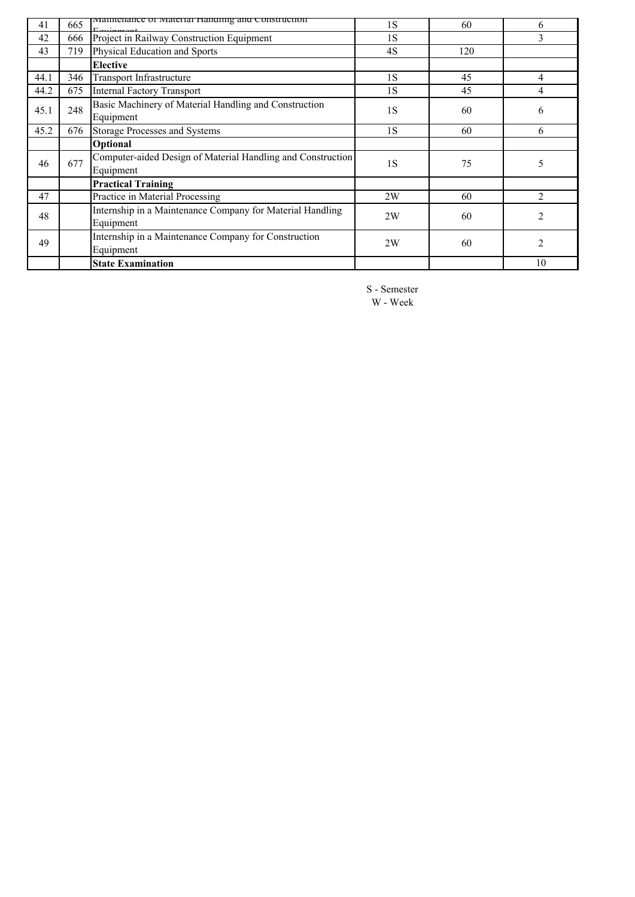| | | | | | |
|---|---|---|---|---|---|
| 41 | 665 | Maintenance of Material Handling and Construction Equipment | 1S | 60 | 6 |
| 42 | 666 | Project in Railway Construction Equipment | 1S | | 3 |
| 43 | 719 | Physical Education and Sports | 4S | 120 | |
| | | **Elective** | | | |
| 44.1 | 346 | Transport Infrastructure | 1S | 45 | 4 |
| 44.2 | 675 | Internal Factory Transport | 1S | 45 | 4 |
| 45.1 | 248 | Basic Machinery of Material Handling and Construction Equipment | 1S | 60 | 6 |
| 45.2 | 676 | Storage Processes and Systems | 1S | 60 | 6 |
| | | **Optional** | | | |
| 46 | 677 | Computer-aided Design of Material Handling and Construction Equipment | 1S | 75 | 5 |
| | | **Practical Training** | | | |
| 47 | | Practice in Material Processing | 2W | 60 | 2 |
| 48 | | Internship in a Maintenance Company for Material Handling Equipment | 2W | 60 | 2 |
| 49 | | Internship in a Maintenance Company for Construction Equipment | 2W | 60 | 2 |
| | | **State Examination** | | | 10 |

S - Semester
W - Week